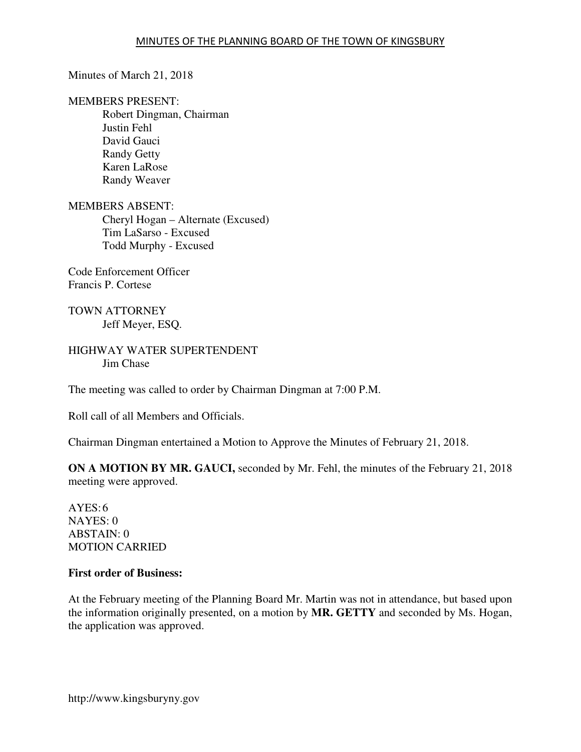# MINUTES OF THE PLANNING BOARD OF THE TOWN OF KINGSBURY

Minutes of March 21, 2018

MEMBERS PRESENT:
- Robert Dingman, Chairman
- Justin Fehl
- David Gauci
- Randy Getty
- Karen LaRose
- Randy Weaver

MEMBERS ABSENT:
- Cheryl Hogan – Alternate (Excused)
- Tim LaSarso - Excused
- Todd Murphy - Excused

Code Enforcement Officer
Francis P. Cortese

TOWN ATTORNEY
- Jeff Meyer, ESQ.

HIGHWAY WATER SUPERTENDENT
- Jim Chase

The meeting was called to order by Chairman Dingman at 7:00 P.M.

Roll call of all Members and Officials.

Chairman Dingman entertained a Motion to Approve the Minutes of February 21, 2018.

**ON A MOTION BY MR. GAUCI,** seconded by Mr. Fehl, the minutes of the February 21, 2018 meeting were approved.

AYES: 6
NAYES: 0
ABSTAIN: 0
MOTION CARRIED

**First order of Business:**

At the February meeting of the Planning Board Mr. Martin was not in attendance, but based upon the information originally presented, on a motion by **MR. GETTY** and seconded by Ms. Hogan, the application was approved.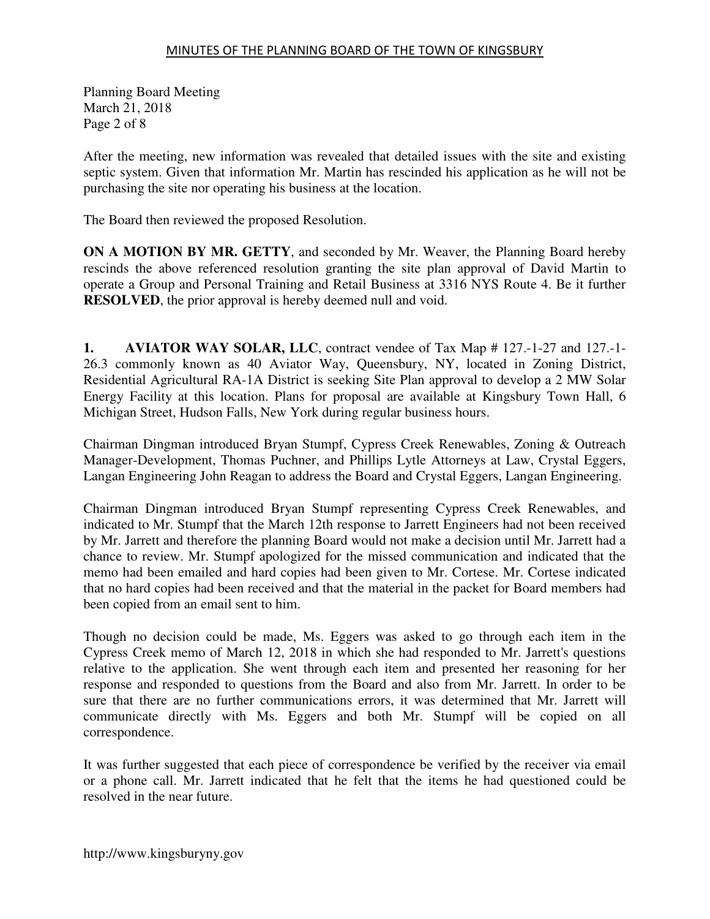After the meeting, new information was revealed that detailed issues with the site and existing septic system. Given that information Mr. Martin has rescinded his application as he will not be purchasing the site nor operating his business at the location.

The Board then reviewed the proposed Resolution.

**ON A MOTION BY MR. GETTY**, and seconded by Mr. Weaver, the Planning Board hereby rescinds the above referenced resolution granting the site plan approval of David Martin to operate a Group and Personal Training and Retail Business at 3316 NYS Route 4. Be it further **RESOLVED**, the prior approval is hereby deemed null and void.

**1. AVIATOR WAY SOLAR, LLC**, contract vendee of Tax Map # 127.-1-27 and 127.-1-26.3 commonly known as 40 Aviator Way, Queensbury, NY, located in Zoning District, Residential Agricultural RA-1A District is seeking Site Plan approval to develop a 2 MW Solar Energy Facility at this location. Plans for proposal are available at Kingsbury Town Hall, 6 Michigan Street, Hudson Falls, New York during regular business hours.

Chairman Dingman introduced Bryan Stumpf, Cypress Creek Renewables, Zoning & Outreach Manager-Development, Thomas Puchner, and Phillips Lytle Attorneys at Law, Crystal Eggers, Langan Engineering John Reagan to address the Board and Crystal Eggers, Langan Engineering.

Chairman Dingman introduced Bryan Stumpf representing Cypress Creek Renewables, and indicated to Mr. Stumpf that the March 12th response to Jarrett Engineers had not been received by Mr. Jarrett and therefore the planning Board would not make a decision until Mr. Jarrett had a chance to review. Mr. Stumpf apologized for the missed communication and indicated that the memo had been emailed and hard copies had been given to Mr. Cortese. Mr. Cortese indicated that no hard copies had been received and that the material in the packet for Board members had been copied from an email sent to him.

Though no decision could be made, Ms. Eggers was asked to go through each item in the Cypress Creek memo of March 12, 2018 in which she had responded to Mr. Jarrett's questions relative to the application. She went through each item and presented her reasoning for her response and responded to questions from the Board and also from Mr. Jarrett. In order to be sure that there are no further communications errors, it was determined that Mr. Jarrett will communicate directly with Ms. Eggers and both Mr. Stumpf will be copied on all correspondence.

It was further suggested that each piece of correspondence be verified by the receiver via email or a phone call. Mr. Jarrett indicated that he felt that the items he had questioned could be resolved in the near future.

http://www.kingsburyny.gov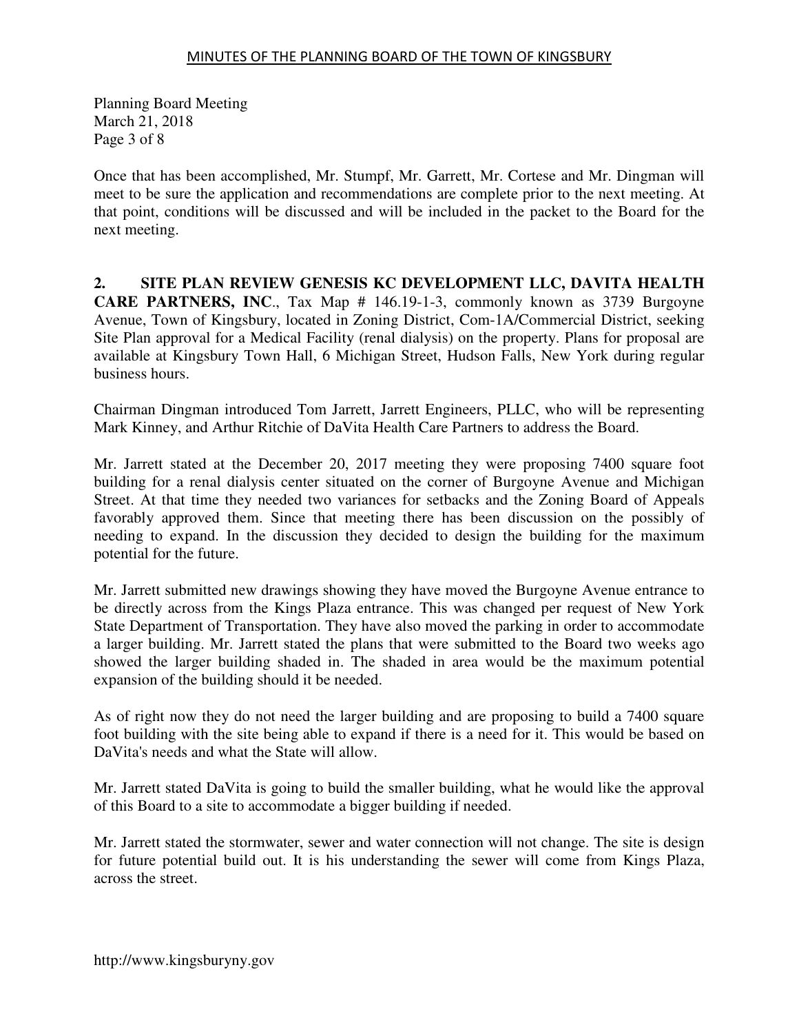Once that has been accomplished, Mr. Stumpf, Mr. Garrett, Mr. Cortese and Mr. Dingman will meet to be sure the application and recommendations are complete prior to the next meeting. At that point, conditions will be discussed and will be included in the packet to the Board for the next meeting.

**2. SITE PLAN REVIEW GENESIS KC DEVELOPMENT LLC, DAVITA HEALTH CARE PARTNERS, INC**., Tax Map # 146.19-1-3, commonly known as 3739 Burgoyne Avenue, Town of Kingsbury, located in Zoning District, Com-1A/Commercial District, seeking Site Plan approval for a Medical Facility (renal dialysis) on the property. Plans for proposal are available at Kingsbury Town Hall, 6 Michigan Street, Hudson Falls, New York during regular business hours.

Chairman Dingman introduced Tom Jarrett, Jarrett Engineers, PLLC, who will be representing Mark Kinney, and Arthur Ritchie of DaVita Health Care Partners to address the Board.

Mr. Jarrett stated at the December 20, 2017 meeting they were proposing 7400 square foot building for a renal dialysis center situated on the corner of Burgoyne Avenue and Michigan Street. At that time they needed two variances for setbacks and the Zoning Board of Appeals favorably approved them. Since that meeting there has been discussion on the possibly of needing to expand. In the discussion they decided to design the building for the maximum potential for the future.

Mr. Jarrett submitted new drawings showing they have moved the Burgoyne Avenue entrance to be directly across from the Kings Plaza entrance. This was changed per request of New York State Department of Transportation. They have also moved the parking in order to accommodate a larger building. Mr. Jarrett stated the plans that were submitted to the Board two weeks ago showed the larger building shaded in. The shaded in area would be the maximum potential expansion of the building should it be needed.

As of right now they do not need the larger building and are proposing to build a 7400 square foot building with the site being able to expand if there is a need for it. This would be based on DaVita's needs and what the State will allow.

Mr. Jarrett stated DaVita is going to build the smaller building, what he would like the approval of this Board to a site to accommodate a bigger building if needed.

Mr. Jarrett stated the stormwater, sewer and water connection will not change. The site is design for future potential build out. It is his understanding the sewer will come from Kings Plaza, across the street.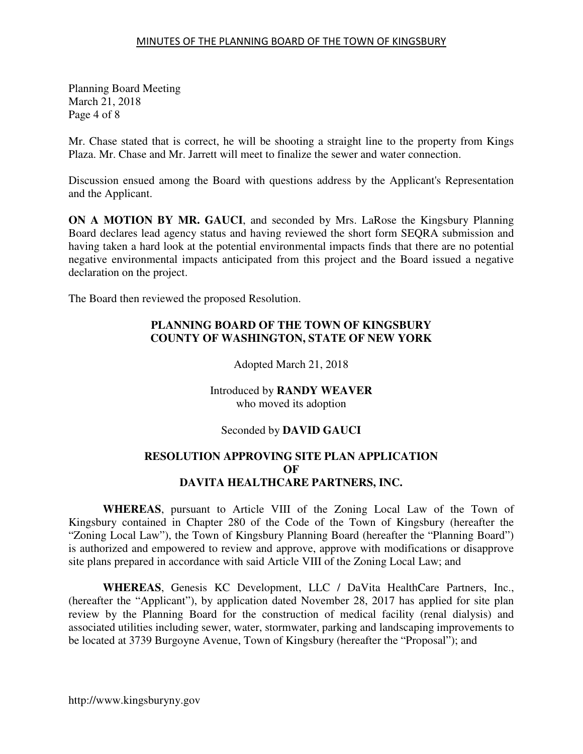Mr. Chase stated that is correct, he will be shooting a straight line to the property from Kings Plaza. Mr. Chase and Mr. Jarrett will meet to finalize the sewer and water connection.

Discussion ensued among the Board with questions address by the Applicant's Representation and the Applicant.

**ON A MOTION BY MR. GAUCI**, and seconded by Mrs. LaRose the Kingsbury Planning Board declares lead agency status and having reviewed the short form SEQRA submission and having taken a hard look at the potential environmental impacts finds that there are no potential negative environmental impacts anticipated from this project and the Board issued a negative declaration on the project.

The Board then reviewed the proposed Resolution.

**PLANNING BOARD OF THE TOWN OF KINGSBURY**
**COUNTY OF WASHINGTON, STATE OF NEW YORK**

Adopted March 21, 2018

Introduced by **RANDY WEAVER**
who moved its adoption

Seconded by **DAVID GAUCI**

**RESOLUTION APPROVING SITE PLAN APPLICATION**
**OF**
**DAVITA HEALTHCARE PARTNERS, INC.**

**WHEREAS**, pursuant to Article VIII of the Zoning Local Law of the Town of Kingsbury contained in Chapter 280 of the Code of the Town of Kingsbury (hereafter the "Zoning Local Law"), the Town of Kingsbury Planning Board (hereafter the "Planning Board") is authorized and empowered to review and approve, approve with modifications or disapprove site plans prepared in accordance with said Article VIII of the Zoning Local Law; and

**WHEREAS**, Genesis KC Development, LLC / DaVita HealthCare Partners, Inc., (hereafter the "Applicant"), by application dated November 28, 2017 has applied for site plan review by the Planning Board for the construction of medical facility (renal dialysis) and associated utilities including sewer, water, stormwater, parking and landscaping improvements to be located at 3739 Burgoyne Avenue, Town of Kingsbury (hereafter the "Proposal"); and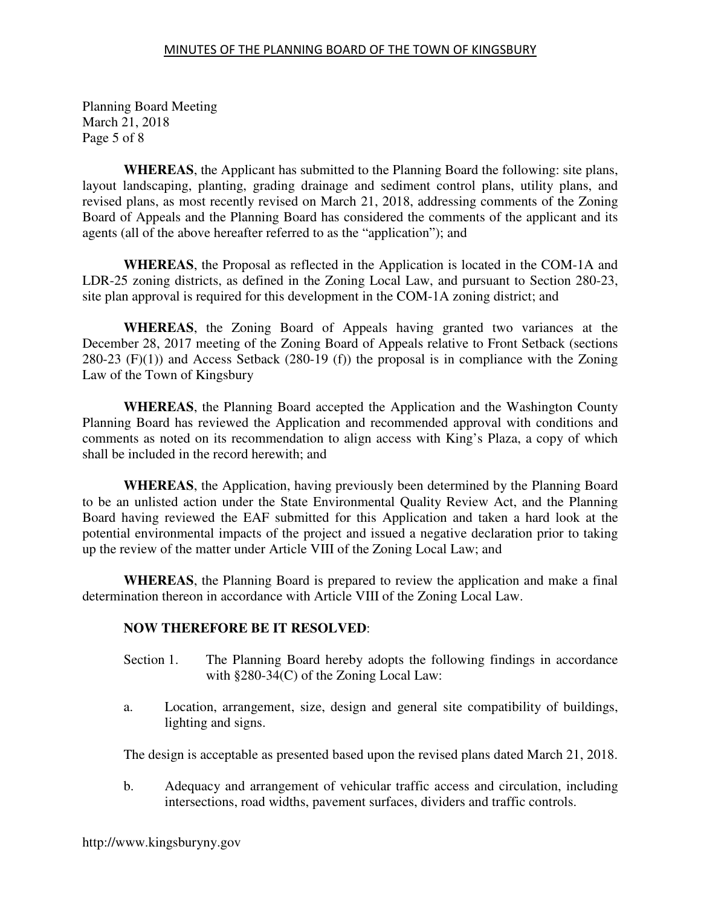**WHEREAS**, the Applicant has submitted to the Planning Board the following: site plans, layout landscaping, planting, grading drainage and sediment control plans, utility plans, and revised plans, as most recently revised on March 21, 2018, addressing comments of the Zoning Board of Appeals and the Planning Board has considered the comments of the applicant and its agents (all of the above hereafter referred to as the "application"); and

**WHEREAS**, the Proposal as reflected in the Application is located in the COM-1A and LDR-25 zoning districts, as defined in the Zoning Local Law, and pursuant to Section 280-23, site plan approval is required for this development in the COM-1A zoning district; and

**WHEREAS**, the Zoning Board of Appeals having granted two variances at the December 28, 2017 meeting of the Zoning Board of Appeals relative to Front Setback (sections 280-23 (F)(1)) and Access Setback (280-19 (f)) the proposal is in compliance with the Zoning Law of the Town of Kingsbury

**WHEREAS**, the Planning Board accepted the Application and the Washington County Planning Board has reviewed the Application and recommended approval with conditions and comments as noted on its recommendation to align access with King's Plaza, a copy of which shall be included in the record herewith; and

**WHEREAS**, the Application, having previously been determined by the Planning Board to be an unlisted action under the State Environmental Quality Review Act, and the Planning Board having reviewed the EAF submitted for this Application and taken a hard look at the potential environmental impacts of the project and issued a negative declaration prior to taking up the review of the matter under Article VIII of the Zoning Local Law; and

**WHEREAS**, the Planning Board is prepared to review the application and make a final determination thereon in accordance with Article VIII of the Zoning Local Law.

**NOW THEREFORE BE IT RESOLVED**:

Section 1. The Planning Board hereby adopts the following findings in accordance with §280-34(C) of the Zoning Local Law:

a. Location, arrangement, size, design and general site compatibility of buildings, lighting and signs.

The design is acceptable as presented based upon the revised plans dated March 21, 2018.

b. Adequacy and arrangement of vehicular traffic access and circulation, including intersections, road widths, pavement surfaces, dividers and traffic controls.

http://www.kingsburyny.gov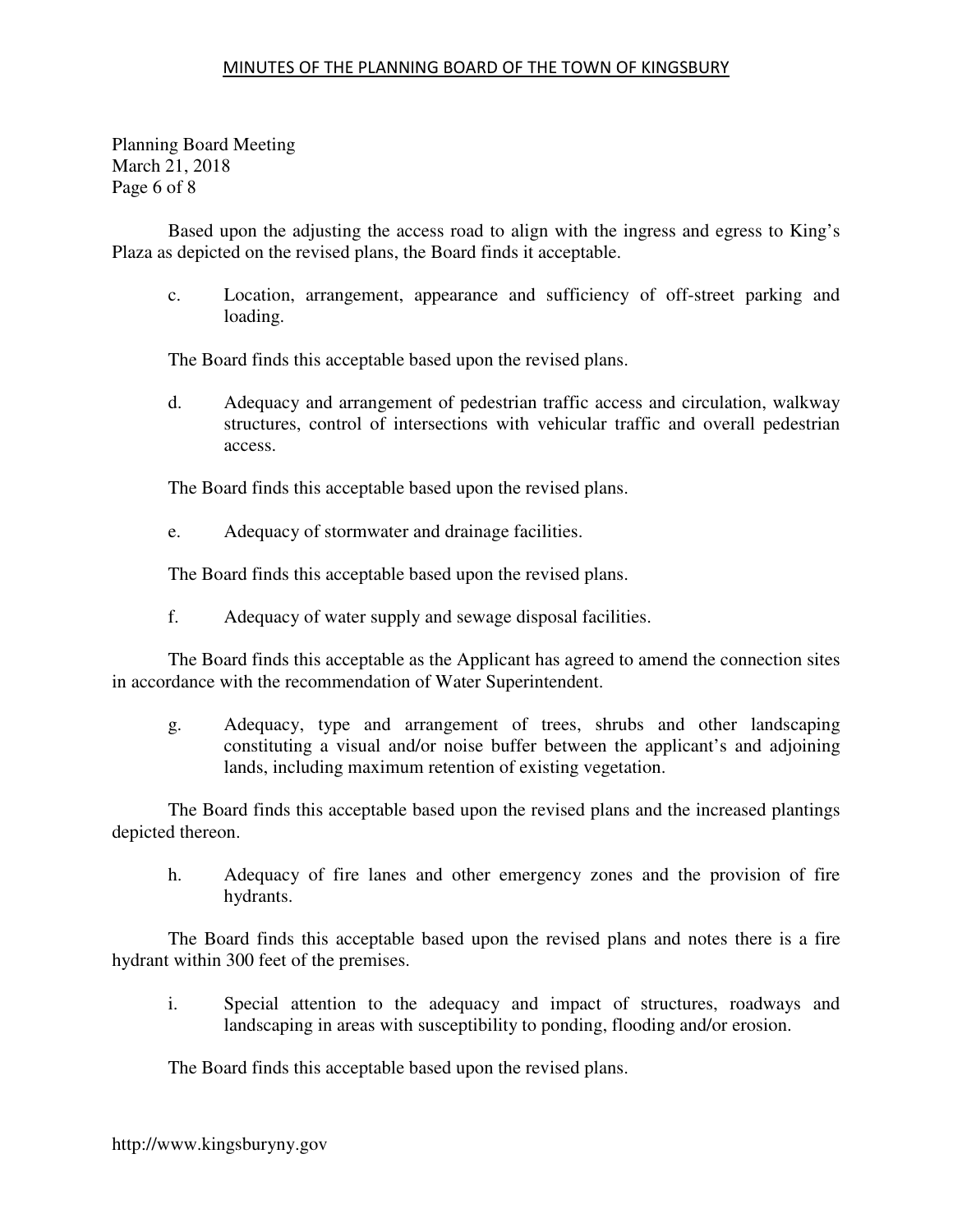Based upon the adjusting the access road to align with the ingress and egress to King's Plaza as depicted on the revised plans, the Board finds it acceptable.

c. Location, arrangement, appearance and sufficiency of off-street parking and loading.

The Board finds this acceptable based upon the revised plans.

d. Adequacy and arrangement of pedestrian traffic access and circulation, walkway structures, control of intersections with vehicular traffic and overall pedestrian access.

The Board finds this acceptable based upon the revised plans.

e. Adequacy of stormwater and drainage facilities.

The Board finds this acceptable based upon the revised plans.

f. Adequacy of water supply and sewage disposal facilities.

The Board finds this acceptable as the Applicant has agreed to amend the connection sites in accordance with the recommendation of Water Superintendent.

g. Adequacy, type and arrangement of trees, shrubs and other landscaping constituting a visual and/or noise buffer between the applicant's and adjoining lands, including maximum retention of existing vegetation.

The Board finds this acceptable based upon the revised plans and the increased plantings depicted thereon.

h. Adequacy of fire lanes and other emergency zones and the provision of fire hydrants.

The Board finds this acceptable based upon the revised plans and notes there is a fire hydrant within 300 feet of the premises.

i. Special attention to the adequacy and impact of structures, roadways and landscaping in areas with susceptibility to ponding, flooding and/or erosion.

The Board finds this acceptable based upon the revised plans.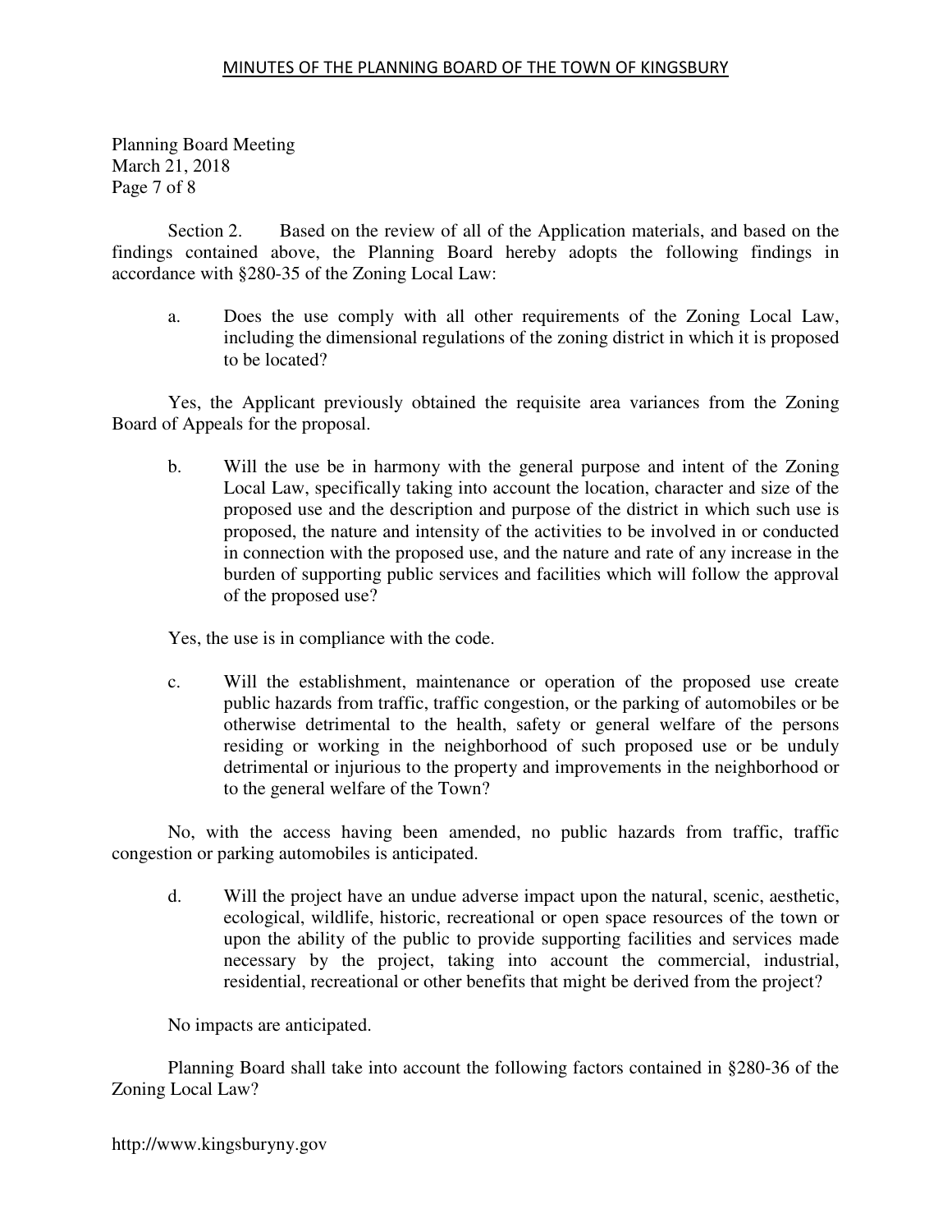Section 2. Based on the review of all of the Application materials, and based on the findings contained above, the Planning Board hereby adopts the following findings in accordance with §280-35 of the Zoning Local Law:

a. Does the use comply with all other requirements of the Zoning Local Law, including the dimensional regulations of the zoning district in which it is proposed to be located?

Yes, the Applicant previously obtained the requisite area variances from the Zoning Board of Appeals for the proposal.

b. Will the use be in harmony with the general purpose and intent of the Zoning Local Law, specifically taking into account the location, character and size of the proposed use and the description and purpose of the district in which such use is proposed, the nature and intensity of the activities to be involved in or conducted in connection with the proposed use, and the nature and rate of any increase in the burden of supporting public services and facilities which will follow the approval of the proposed use?

Yes, the use is in compliance with the code.

c. Will the establishment, maintenance or operation of the proposed use create public hazards from traffic, traffic congestion, or the parking of automobiles or be otherwise detrimental to the health, safety or general welfare of the persons residing or working in the neighborhood of such proposed use or be unduly detrimental or injurious to the property and improvements in the neighborhood or to the general welfare of the Town?

No, with the access having been amended, no public hazards from traffic, traffic congestion or parking automobiles is anticipated.

d. Will the project have an undue adverse impact upon the natural, scenic, aesthetic, ecological, wildlife, historic, recreational or open space resources of the town or upon the ability of the public to provide supporting facilities and services made necessary by the project, taking into account the commercial, industrial, residential, recreational or other benefits that might be derived from the project?

No impacts are anticipated.

Planning Board shall take into account the following factors contained in §280-36 of the Zoning Local Law?

http://www.kingsburyny.gov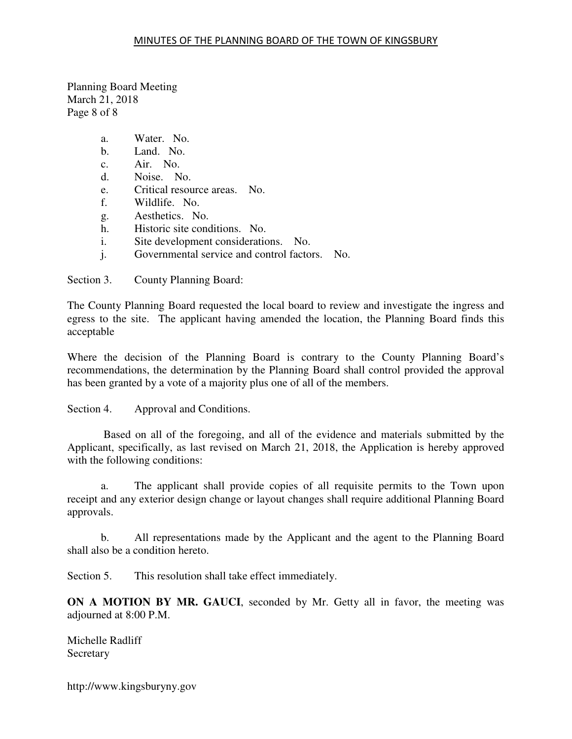Planning Board Meeting
March 21, 2018
Page 8 of 8

a. Water. No.
b. Land. No.
c. Air. No.
d. Noise. No.
e. Critical resource areas. No.
f. Wildlife. No.
g. Aesthetics. No.
h. Historic site conditions. No.
i. Site development considerations. No.
j. Governmental service and control factors. No.

Section 3. County Planning Board:

The County Planning Board requested the local board to review and investigate the ingress and egress to the site. The applicant having amended the location, the Planning Board finds this acceptable

Where the decision of the Planning Board is contrary to the County Planning Board's recommendations, the determination by the Planning Board shall control provided the approval has been granted by a vote of a majority plus one of all of the members.

Section 4. Approval and Conditions.

Based on all of the foregoing, and all of the evidence and materials submitted by the Applicant, specifically, as last revised on March 21, 2018, the Application is hereby approved with the following conditions:

a. The applicant shall provide copies of all requisite permits to the Town upon receipt and any exterior design change or layout changes shall require additional Planning Board approvals.

b. All representations made by the Applicant and the agent to the Planning Board shall also be a condition hereto.

Section 5. This resolution shall take effect immediately.

**ON A MOTION BY MR. GAUCI**, seconded by Mr. Getty all in favor, the meeting was adjourned at 8:00 P.M.

Michelle Radliff
Secretary

http://www.kingsburyny.gov